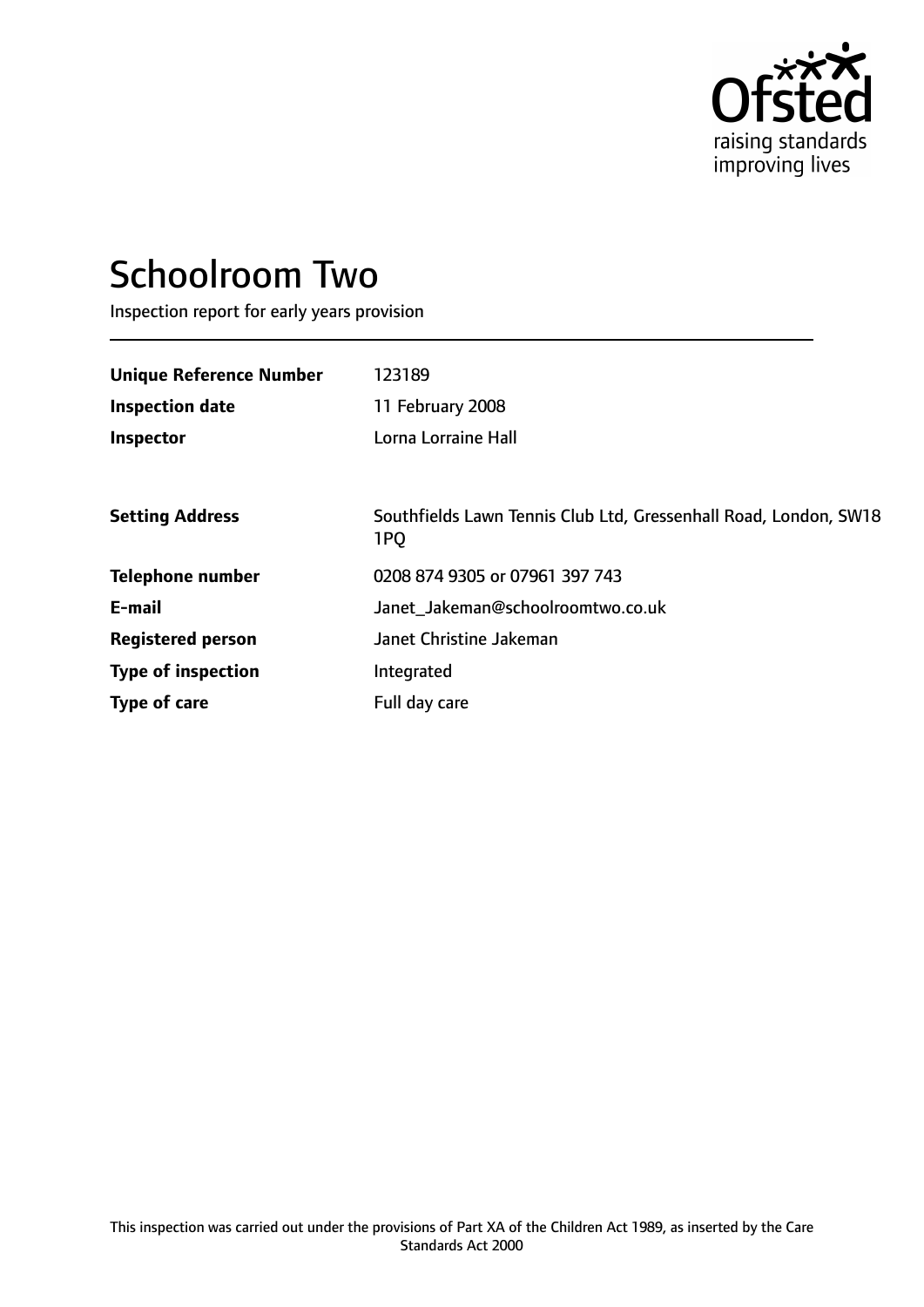# Schoolroom Two

Inspection report for early years provision

| | |
|---|---|
| **Unique Reference Number** | 123189 |
| **Inspection date** | 11 February 2008 |
| **Inspector** | Lorna Lorraine Hall |
| | |
| **Setting Address** | Southfields Lawn Tennis Club Ltd, Gressenhall Road, London, SW18 1PQ |
| **Telephone number** | 0208 874 9305 or 07961 397 743 |
| **E-mail** | Janet_Jakeman@schoolroomtwo.co.uk |
| **Registered person** | Janet Christine Jakeman |
| **Type of inspection** | Integrated |
| **Type of care** | Full day care |

This inspection was carried out under the provisions of Part XA of the Children Act 1989, as inserted by the Care Standards Act 2000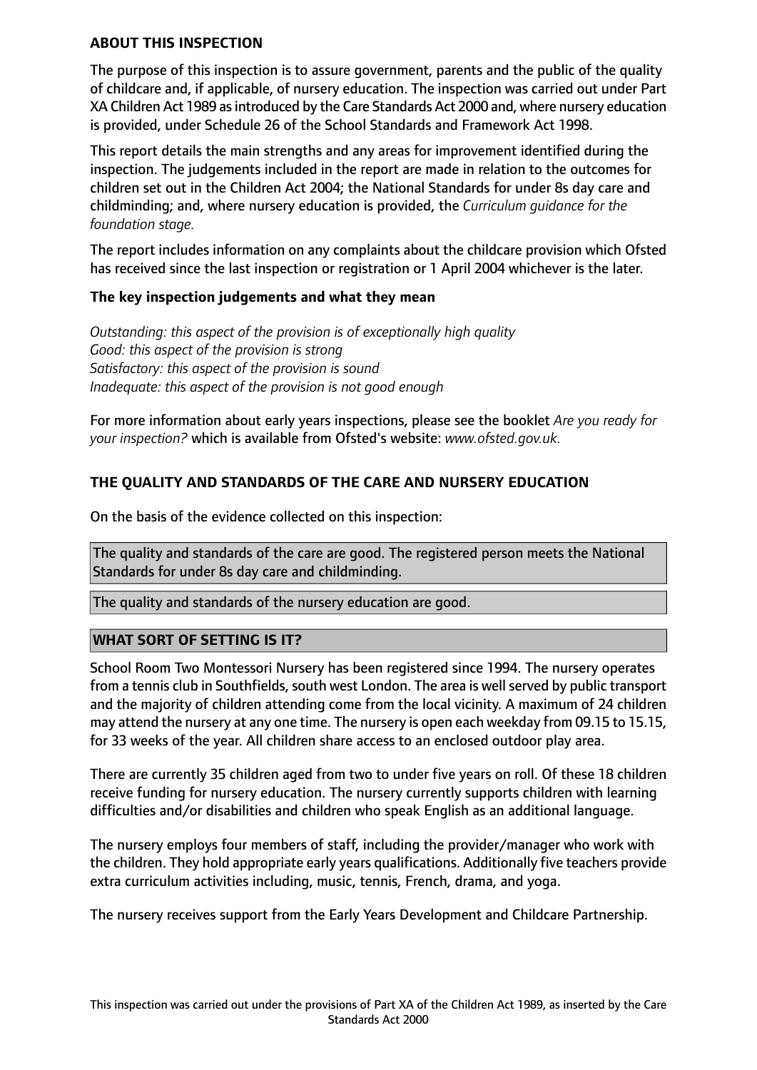## ABOUT THIS INSPECTION

The purpose of this inspection is to assure government, parents and the public of the quality of childcare and, if applicable, of nursery education. The inspection was carried out under Part XA Children Act 1989 as introduced by the Care Standards Act 2000 and, where nursery education is provided, under Schedule 26 of the School Standards and Framework Act 1998.

This report details the main strengths and any areas for improvement identified during the inspection. The judgements included in the report are made in relation to the outcomes for children set out in the Children Act 2004; the National Standards for under 8s day care and childminding; and, where nursery education is provided, the *Curriculum guidance for the foundation stage.*

The report includes information on any complaints about the childcare provision which Ofsted has received since the last inspection or registration or 1 April 2004 whichever is the later.

### The key inspection judgements and what they mean

*Outstanding: this aspect of the provision is of exceptionally high quality*
*Good: this aspect of the provision is strong*
*Satisfactory: this aspect of the provision is sound*
*Inadequate: this aspect of the provision is not good enough*

For more information about early years inspections, please see the booklet *Are you ready for your inspection?* which is available from Ofsted's website: *www.ofsted.gov.uk.*

## THE QUALITY AND STANDARDS OF THE CARE AND NURSERY EDUCATION

On the basis of the evidence collected on this inspection:

The quality and standards of the care are good. The registered person meets the National Standards for under 8s day care and childminding.

The quality and standards of the nursery education are good.

## WHAT SORT OF SETTING IS IT?

School Room Two Montessori Nursery has been registered since 1994. The nursery operates from a tennis club in Southfields, south west London. The area is well served by public transport and the majority of children attending come from the local vicinity. A maximum of 24 children may attend the nursery at any one time. The nursery is open each weekday from 09.15 to 15.15, for 33 weeks of the year. All children share access to an enclosed outdoor play area.

There are currently 35 children aged from two to under five years on roll. Of these 18 children receive funding for nursery education. The nursery currently supports children with learning difficulties and/or disabilities and children who speak English as an additional language.

The nursery employs four members of staff, including the provider/manager who work with the children. They hold appropriate early years qualifications. Additionally five teachers provide extra curriculum activities including, music, tennis, French, drama, and yoga.

The nursery receives support from the Early Years Development and Childcare Partnership.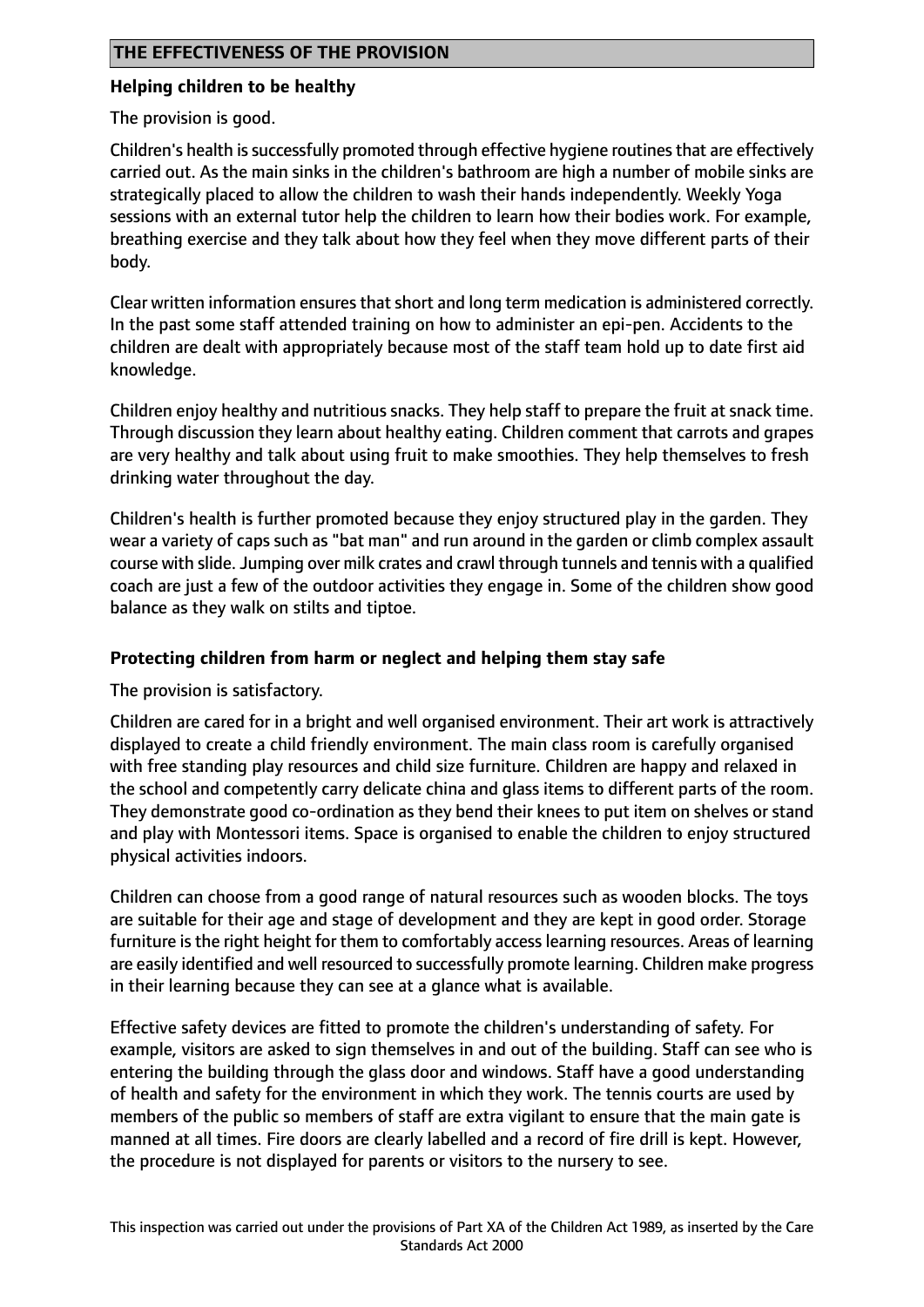## THE EFFECTIVENESS OF THE PROVISION

**Helping children to be healthy**

The provision is good.

Children's health is successfully promoted through effective hygiene routines that are effectively carried out. As the main sinks in the children's bathroom are high a number of mobile sinks are strategically placed to allow the children to wash their hands independently. Weekly Yoga sessions with an external tutor help the children to learn how their bodies work. For example, breathing exercise and they talk about how they feel when they move different parts of their body.

Clear written information ensures that short and long term medication is administered correctly. In the past some staff attended training on how to administer an epi-pen. Accidents to the children are dealt with appropriately because most of the staff team hold up to date first aid knowledge.

Children enjoy healthy and nutritious snacks. They help staff to prepare the fruit at snack time. Through discussion they learn about healthy eating. Children comment that carrots and grapes are very healthy and talk about using fruit to make smoothies. They help themselves to fresh drinking water throughout the day.

Children's health is further promoted because they enjoy structured play in the garden. They wear a variety of caps such as "bat man" and run around in the garden or climb complex assault course with slide. Jumping over milk crates and crawl through tunnels and tennis with a qualified coach are just a few of the outdoor activities they engage in. Some of the children show good balance as they walk on stilts and tiptoe.

**Protecting children from harm or neglect and helping them stay safe**

The provision is satisfactory.

Children are cared for in a bright and well organised environment. Their art work is attractively displayed to create a child friendly environment. The main class room is carefully organised with free standing play resources and child size furniture. Children are happy and relaxed in the school and competently carry delicate china and glass items to different parts of the room. They demonstrate good co-ordination as they bend their knees to put item on shelves or stand and play with Montessori items. Space is organised to enable the children to enjoy structured physical activities indoors.

Children can choose from a good range of natural resources such as wooden blocks. The toys are suitable for their age and stage of development and they are kept in good order. Storage furniture is the right height for them to comfortably access learning resources. Areas of learning are easily identified and well resourced to successfully promote learning. Children make progress in their learning because they can see at a glance what is available.

Effective safety devices are fitted to promote the children's understanding of safety. For example, visitors are asked to sign themselves in and out of the building. Staff can see who is entering the building through the glass door and windows. Staff have a good understanding of health and safety for the environment in which they work. The tennis courts are used by members of the public so members of staff are extra vigilant to ensure that the main gate is manned at all times. Fire doors are clearly labelled and a record of fire drill is kept. However, the procedure is not displayed for parents or visitors to the nursery to see.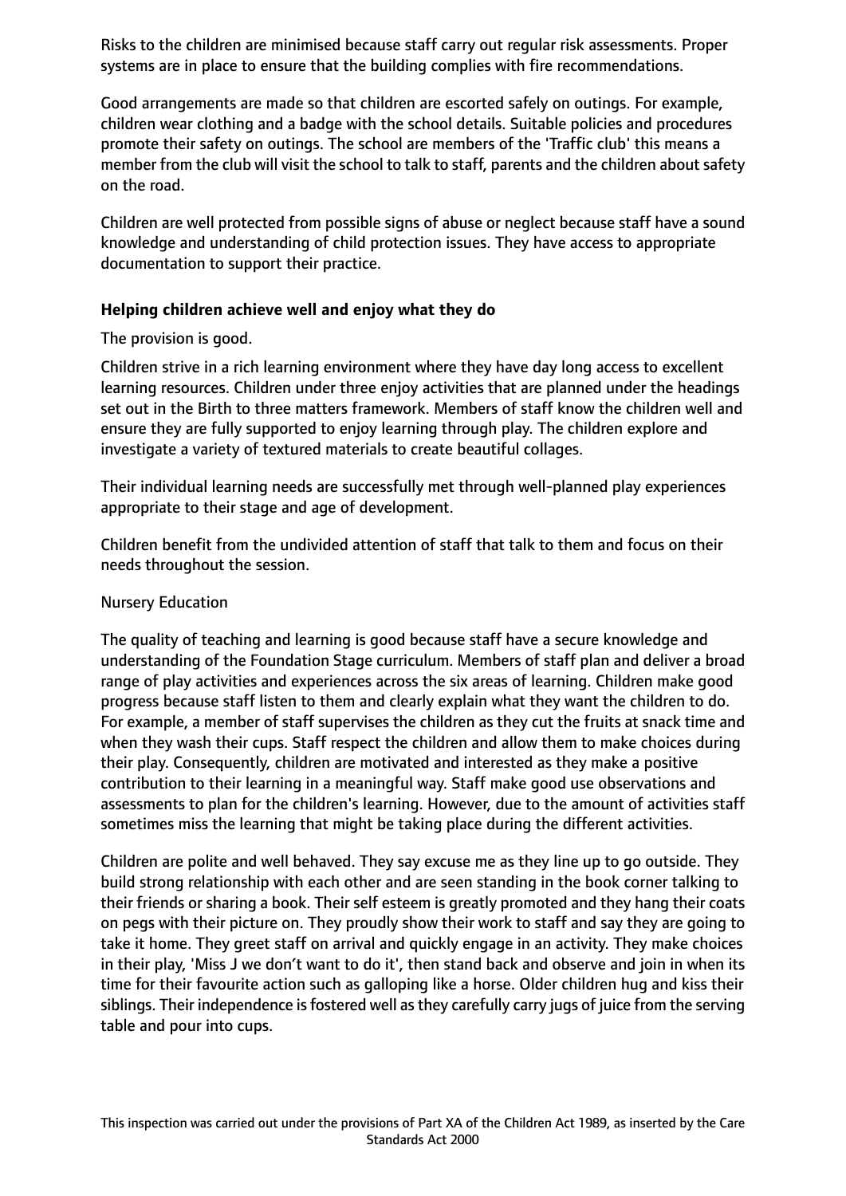Risks to the children are minimised because staff carry out regular risk assessments. Proper systems are in place to ensure that the building complies with fire recommendations.

Good arrangements are made so that children are escorted safely on outings. For example, children wear clothing and a badge with the school details. Suitable policies and procedures promote their safety on outings. The school are members of the 'Traffic club' this means a member from the club will visit the school to talk to staff, parents and the children about safety on the road.

Children are well protected from possible signs of abuse or neglect because staff have a sound knowledge and understanding of child protection issues. They have access to appropriate documentation to support their practice.

**Helping children achieve well and enjoy what they do**

The provision is good.

Children strive in a rich learning environment where they have day long access to excellent learning resources. Children under three enjoy activities that are planned under the headings set out in the Birth to three matters framework. Members of staff know the children well and ensure they are fully supported to enjoy learning through play. The children explore and investigate a variety of textured materials to create beautiful collages.

Their individual learning needs are successfully met through well-planned play experiences appropriate to their stage and age of development.

Children benefit from the undivided attention of staff that talk to them and focus on their needs throughout the session.

Nursery Education

The quality of teaching and learning is good because staff have a secure knowledge and understanding of the Foundation Stage curriculum. Members of staff plan and deliver a broad range of play activities and experiences across the six areas of learning. Children make good progress because staff listen to them and clearly explain what they want the children to do. For example, a member of staff supervises the children as they cut the fruits at snack time and when they wash their cups. Staff respect the children and allow them to make choices during their play. Consequently, children are motivated and interested as they make a positive contribution to their learning in a meaningful way. Staff make good use observations and assessments to plan for the children's learning. However, due to the amount of activities staff sometimes miss the learning that might be taking place during the different activities.

Children are polite and well behaved. They say excuse me as they line up to go outside. They build strong relationship with each other and are seen standing in the book corner talking to their friends or sharing a book. Their self esteem is greatly promoted and they hang their coats on pegs with their picture on. They proudly show their work to staff and say they are going to take it home. They greet staff on arrival and quickly engage in an activity. They make choices in their play, 'Miss J we don't want to do it', then stand back and observe and join in when its time for their favourite action such as galloping like a horse. Older children hug and kiss their siblings. Their independence is fostered well as they carefully carry jugs of juice from the serving table and pour into cups.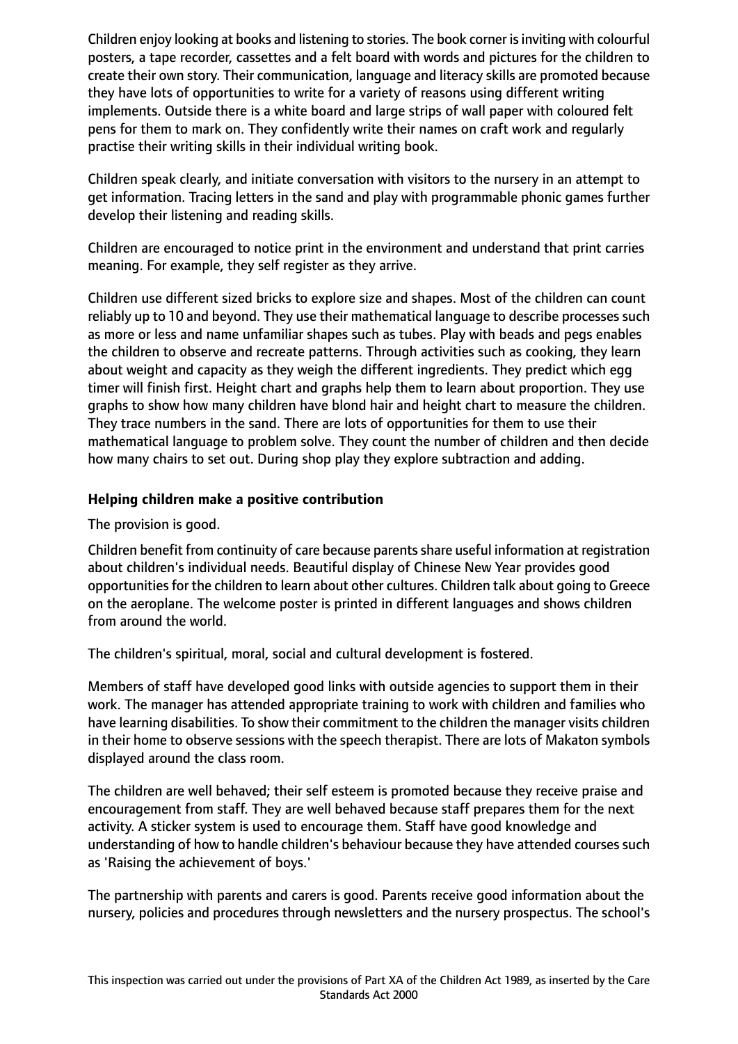Children enjoy looking at books and listening to stories. The book corner is inviting with colourful posters, a tape recorder, cassettes and a felt board with words and pictures for the children to create their own story. Their communication, language and literacy skills are promoted because they have lots of opportunities to write for a variety of reasons using different writing implements. Outside there is a white board and large strips of wall paper with coloured felt pens for them to mark on. They confidently write their names on craft work and regularly practise their writing skills in their individual writing book.

Children speak clearly, and initiate conversation with visitors to the nursery in an attempt to get information. Tracing letters in the sand and play with programmable phonic games further develop their listening and reading skills.

Children are encouraged to notice print in the environment and understand that print carries meaning. For example, they self register as they arrive.

Children use different sized bricks to explore size and shapes. Most of the children can count reliably up to 10 and beyond. They use their mathematical language to describe processes such as more or less and name unfamiliar shapes such as tubes. Play with beads and pegs enables the children to observe and recreate patterns. Through activities such as cooking, they learn about weight and capacity as they weigh the different ingredients. They predict which egg timer will finish first. Height chart and graphs help them to learn about proportion. They use graphs to show how many children have blond hair and height chart to measure the children. They trace numbers in the sand. There are lots of opportunities for them to use their mathematical language to problem solve. They count the number of children and then decide how many chairs to set out. During shop play they explore subtraction and adding.

**Helping children make a positive contribution**

The provision is good.

Children benefit from continuity of care because parents share useful information at registration about children's individual needs. Beautiful display of Chinese New Year provides good opportunities for the children to learn about other cultures. Children talk about going to Greece on the aeroplane. The welcome poster is printed in different languages and shows children from around the world.

The children's spiritual, moral, social and cultural development is fostered.

Members of staff have developed good links with outside agencies to support them in their work. The manager has attended appropriate training to work with children and families who have learning disabilities. To show their commitment to the children the manager visits children in their home to observe sessions with the speech therapist. There are lots of Makaton symbols displayed around the class room.

The children are well behaved; their self esteem is promoted because they receive praise and encouragement from staff. They are well behaved because staff prepares them for the next activity. A sticker system is used to encourage them. Staff have good knowledge and understanding of how to handle children's behaviour because they have attended courses such as 'Raising the achievement of boys.'

The partnership with parents and carers is good. Parents receive good information about the nursery, policies and procedures through newsletters and the nursery prospectus. The school's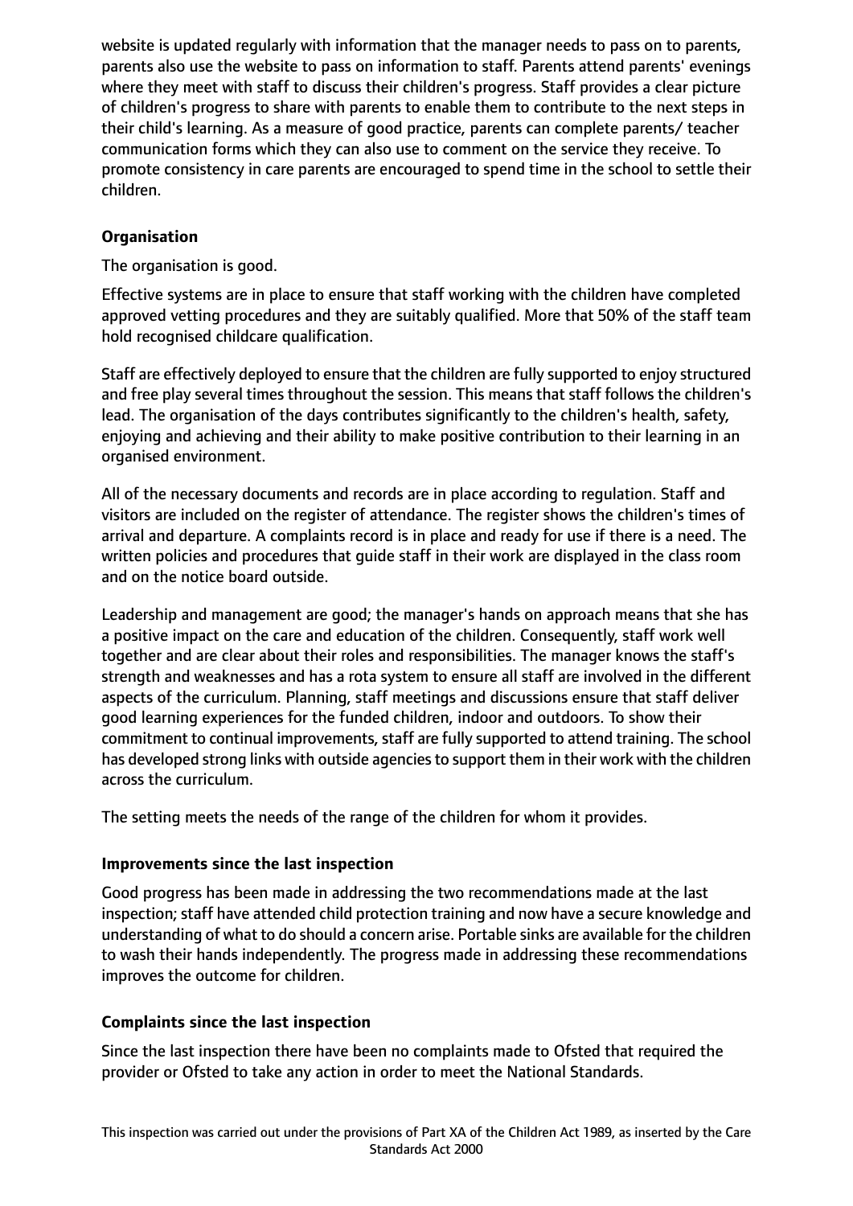website is updated regularly with information that the manager needs to pass on to parents, parents also use the website to pass on information to staff. Parents attend parents' evenings where they meet with staff to discuss their children's progress. Staff provides a clear picture of children's progress to share with parents to enable them to contribute to the next steps in their child's learning. As a measure of good practice, parents can complete parents/ teacher communication forms which they can also use to comment on the service they receive. To promote consistency in care parents are encouraged to spend time in the school to settle their children.

## Organisation

The organisation is good.

Effective systems are in place to ensure that staff working with the children have completed approved vetting procedures and they are suitably qualified. More that 50% of the staff team hold recognised childcare qualification.

Staff are effectively deployed to ensure that the children are fully supported to enjoy structured and free play several times throughout the session. This means that staff follows the children's lead. The organisation of the days contributes significantly to the children's health, safety, enjoying and achieving and their ability to make positive contribution to their learning in an organised environment.

All of the necessary documents and records are in place according to regulation. Staff and visitors are included on the register of attendance. The register shows the children's times of arrival and departure. A complaints record is in place and ready for use if there is a need. The written policies and procedures that guide staff in their work are displayed in the class room and on the notice board outside.

Leadership and management are good; the manager's hands on approach means that she has a positive impact on the care and education of the children. Consequently, staff work well together and are clear about their roles and responsibilities. The manager knows the staff's strength and weaknesses and has a rota system to ensure all staff are involved in the different aspects of the curriculum. Planning, staff meetings and discussions ensure that staff deliver good learning experiences for the funded children, indoor and outdoors. To show their commitment to continual improvements, staff are fully supported to attend training. The school has developed strong links with outside agencies to support them in their work with the children across the curriculum.

The setting meets the needs of the range of the children for whom it provides.

## Improvements since the last inspection

Good progress has been made in addressing the two recommendations made at the last inspection; staff have attended child protection training and now have a secure knowledge and understanding of what to do should a concern arise. Portable sinks are available for the children to wash their hands independently. The progress made in addressing these recommendations improves the outcome for children.

## Complaints since the last inspection

Since the last inspection there have been no complaints made to Ofsted that required the provider or Ofsted to take any action in order to meet the National Standards.

This inspection was carried out under the provisions of Part XA of the Children Act 1989, as inserted by the Care Standards Act 2000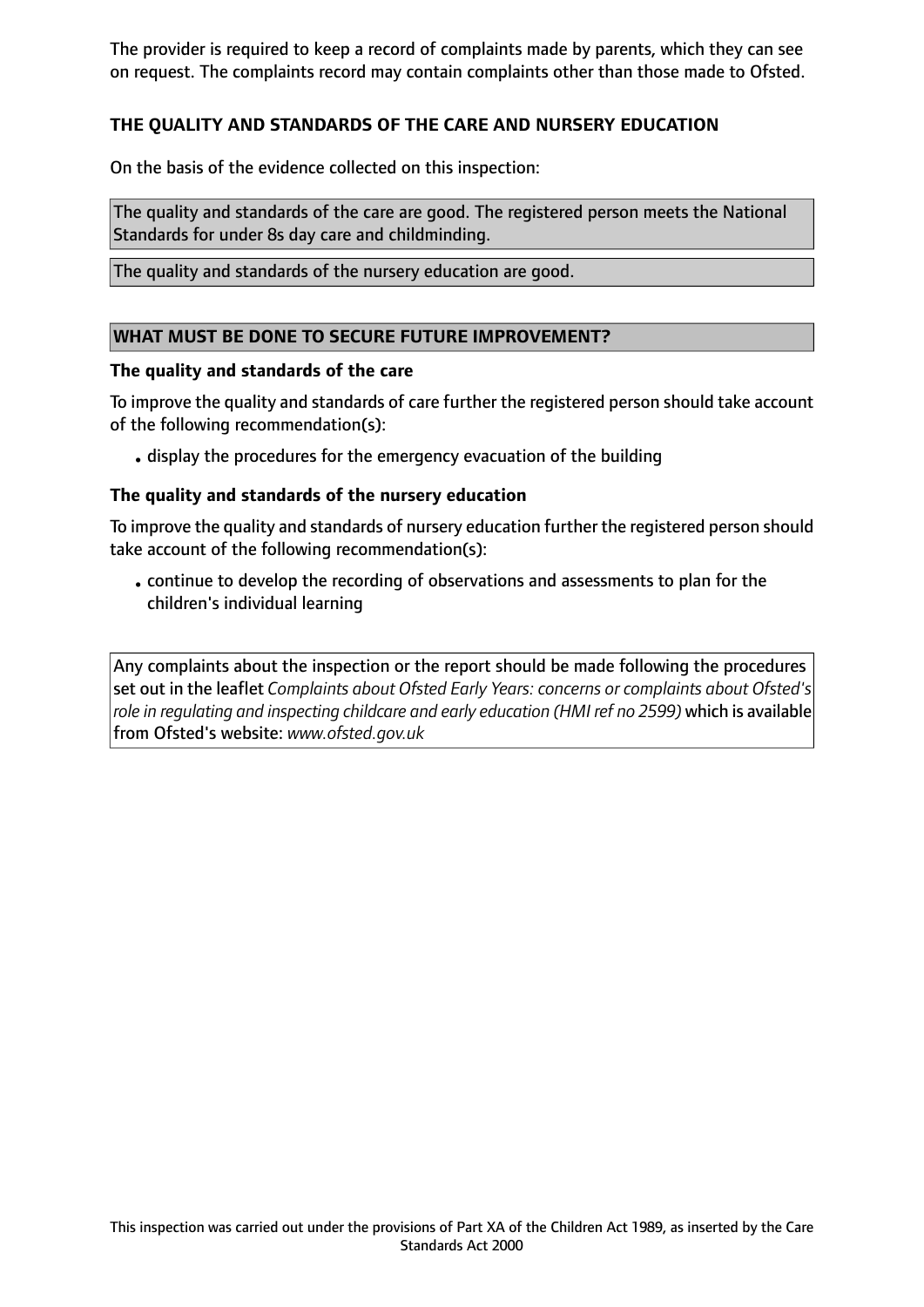The provider is required to keep a record of complaints made by parents, which they can see on request. The complaints record may contain complaints other than those made to Ofsted.

## THE QUALITY AND STANDARDS OF THE CARE AND NURSERY EDUCATION

On the basis of the evidence collected on this inspection:

The quality and standards of the care are good. The registered person meets the National Standards for under 8s day care and childminding.

The quality and standards of the nursery education are good.

## WHAT MUST BE DONE TO SECURE FUTURE IMPROVEMENT?

### The quality and standards of the care

To improve the quality and standards of care further the registered person should take account of the following recommendation(s):

- display the procedures for the emergency evacuation of the building

### The quality and standards of the nursery education

To improve the quality and standards of nursery education further the registered person should take account of the following recommendation(s):

- continue to develop the recording of observations and assessments to plan for the children's individual learning

Any complaints about the inspection or the report should be made following the procedures set out in the leaflet *Complaints about Ofsted Early Years: concerns or complaints about Ofsted's role in regulating and inspecting childcare and early education (HMI ref no 2599)* which is available from Ofsted's website: *www.ofsted.gov.uk*

This inspection was carried out under the provisions of Part XA of the Children Act 1989, as inserted by the Care Standards Act 2000